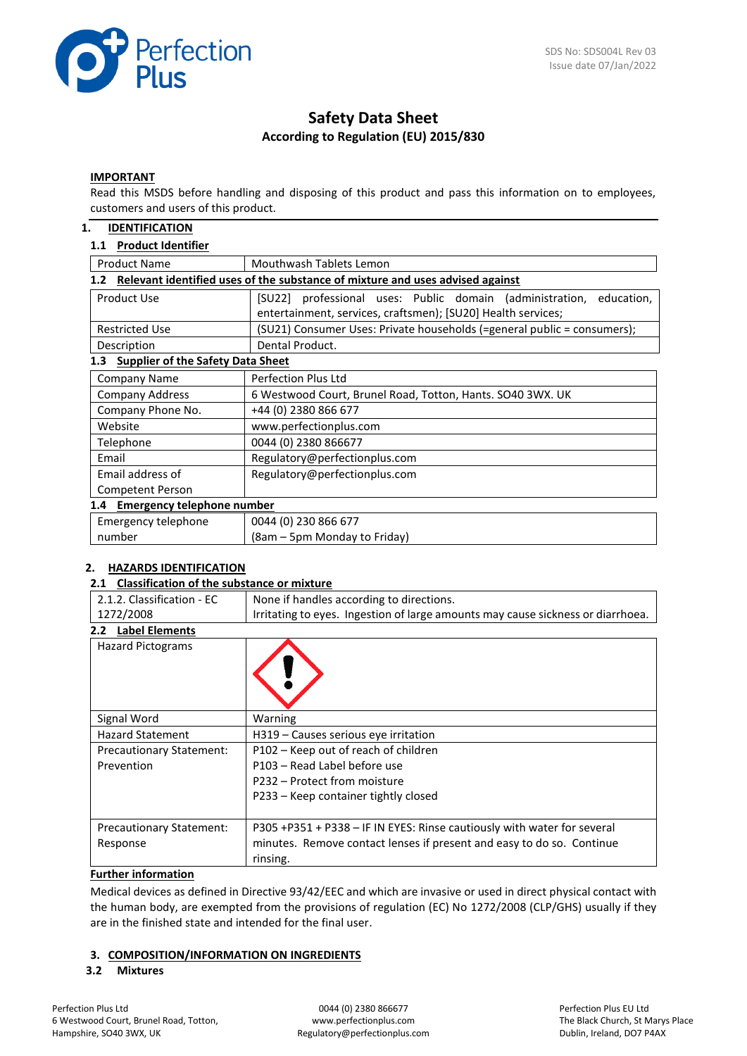SDS No: SDS004L Rev 03
Issue date 07/Jan/2022

# Safety Data Sheet

**According to Regulation (EU) 2015/830**

**IMPORTANT**

Read this MSDS before handling and disposing of this product and pass this information on to employees, customers and users of this product.

## 1. IDENTIFICATION

### 1.1 Product Identifier

| Product Name | Mouthwash Tablets Lemon |
|---|---|

### 1.2 Relevant identified uses of the substance of mixture and uses advised against

| Product Use | [SU22] professional uses: Public domain (administration, education, entertainment, services, craftsmen); [SU20] Health services; |
|---|---|
| Restricted Use | (SU21) Consumer Uses: Private households (=general public = consumers); |
| Description | Dental Product. |

### 1.3 Supplier of the Safety Data Sheet

| Company Name | Perfection Plus Ltd |
|---|---|
| Company Address | 6 Westwood Court, Brunel Road, Totton, Hants. SO40 3WX. UK |
| Company Phone No. | +44 (0) 2380 866 677 |
| Website | www.perfectionplus.com |
| Telephone | 0044 (0) 2380 866677 |
| Email | Regulatory@perfectionplus.com |
| Email address of Competent Person | Regulatory@perfectionplus.com |

### 1.4 Emergency telephone number

| Emergency telephone number | 0044 (0) 230 866 677 (8am – 5pm Monday to Friday) |
|---|---|

## 2. HAZARDS IDENTIFICATION

### 2.1 Classification of the substance or mixture

| 2.1.2. Classification - EC 1272/2008 | None if handles according to directions. Irritating to eyes. Ingestion of large amounts may cause sickness or diarrhoea. |
|---|---|

### 2.2 Label Elements

| Hazard Pictograms | |
|---|---|
| Signal Word | Warning |
| Hazard Statement | H319 – Causes serious eye irritation |
| Precautionary Statement: Prevention | P102 – Keep out of reach of children<br>P103 – Read Label before use<br>P232 – Protect from moisture<br>P233 – Keep container tightly closed |
| Precautionary Statement: Response | P305 +P351 + P338 – IF IN EYES: Rinse cautiously with water for several minutes. Remove contact lenses if present and easy to do so. Continue rinsing. |

**Further information**

Medical devices as defined in Directive 93/42/EEC and which are invasive or used in direct physical contact with the human body, are exempted from the provisions of regulation (EC) No 1272/2008 (CLP/GHS) usually if they are in the finished state and intended for the final user.

## 3. COMPOSITION/INFORMATION ON INGREDIENTS

### 3.2 Mixtures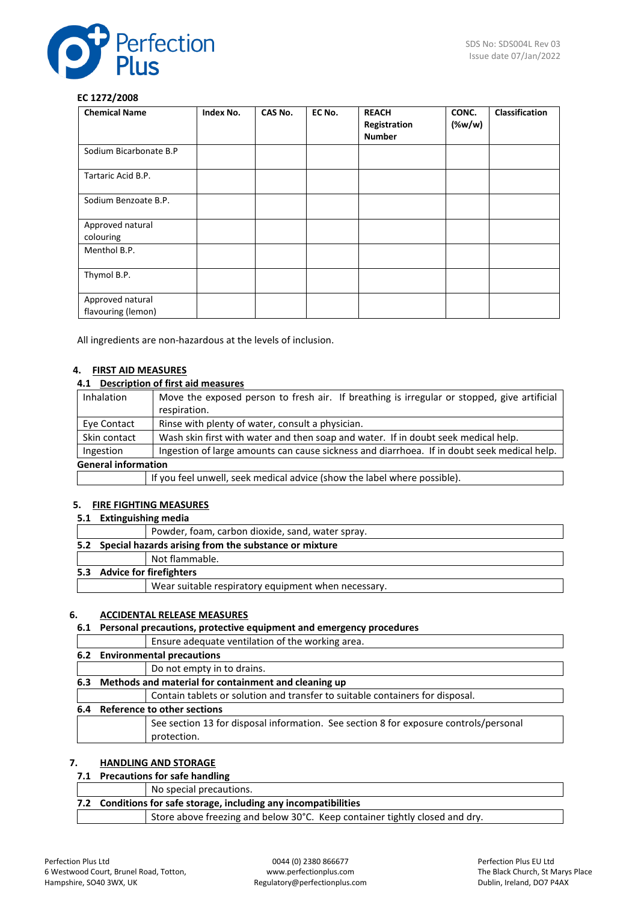**EC 1272/2008**

| Chemical Name | Index No. | CAS No. | EC No. | REACH Registration Number | CONC. (%w/w) | Classification |
|---|---|---|---|---|---|---|
| Sodium Bicarbonate B.P | | | | | | |
| Tartaric Acid B.P. | | | | | | |
| Sodium Benzoate B.P. | | | | | | |
| Approved natural colouring | | | | | | |
| Menthol B.P. | | | | | | |
| Thymol B.P. | | | | | | |
| Approved natural flavouring (lemon) | | | | | | |

All ingredients are non-hazardous at the levels of inclusion.

## 4. FIRST AID MEASURES

### 4.1 Description of first aid measures

| | |
|---|---|
| Inhalation | Move the exposed person to fresh air. If breathing is irregular or stopped, give artificial respiration. |
| Eye Contact | Rinse with plenty of water, consult a physician. |
| Skin contact | Wash skin first with water and then soap and water. If in doubt seek medical help. |
| Ingestion | Ingestion of large amounts can cause sickness and diarrhoea. If in doubt seek medical help. |

**General information**

If you feel unwell, seek medical advice (show the label where possible).

## 5. FIRE FIGHTING MEASURES

### 5.1 Extinguishing media

Powder, foam, carbon dioxide, sand, water spray.

### 5.2 Special hazards arising from the substance or mixture

Not flammable.

### 5.3 Advice for firefighters

Wear suitable respiratory equipment when necessary.

## 6. ACCIDENTAL RELEASE MEASURES

### 6.1 Personal precautions, protective equipment and emergency procedures

Ensure adequate ventilation of the working area.

### 6.2 Environmental precautions

Do not empty in to drains.

### 6.3 Methods and material for containment and cleaning up

Contain tablets or solution and transfer to suitable containers for disposal.

### 6.4 Reference to other sections

See section 13 for disposal information. See section 8 for exposure controls/personal protection.

## 7. HANDLING AND STORAGE

### 7.1 Precautions for safe handling

No special precautions.

### 7.2 Conditions for safe storage, including any incompatibilities

Store above freezing and below 30°C. Keep container tightly closed and dry.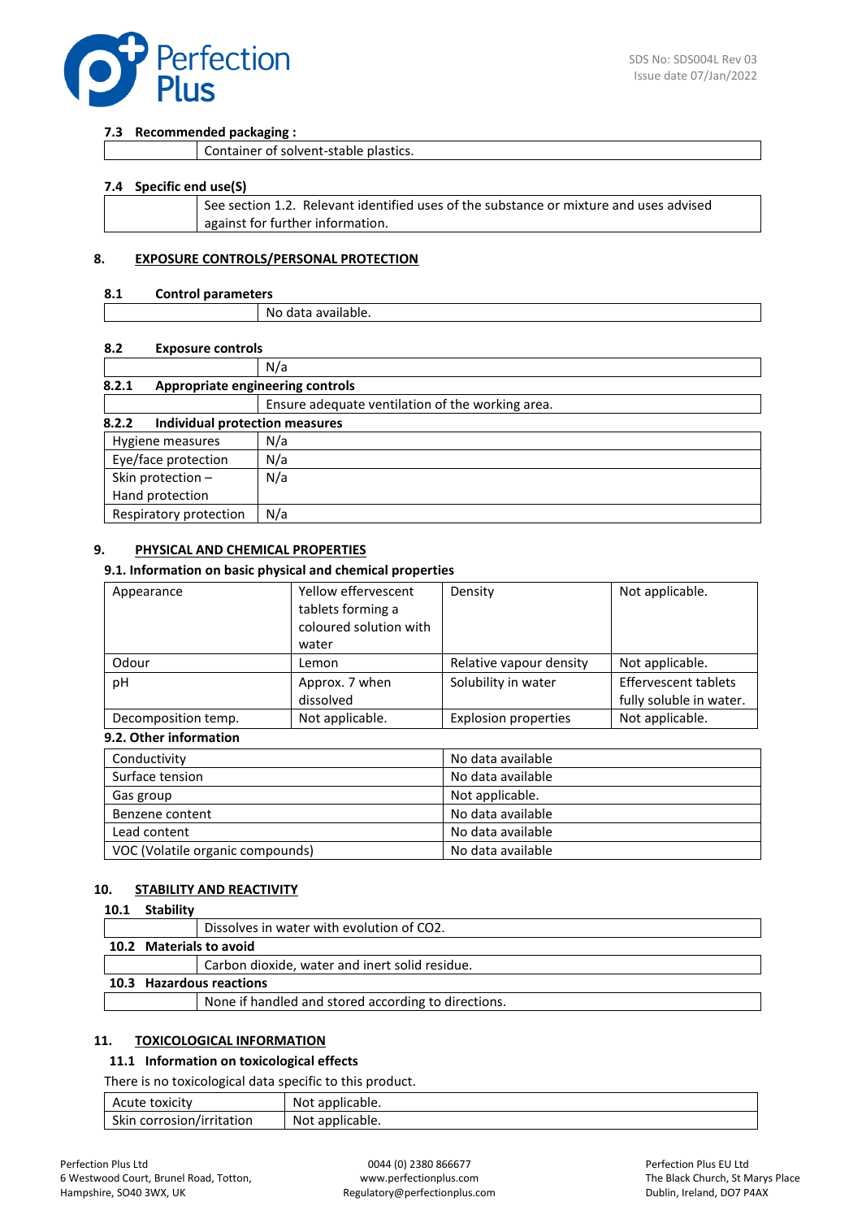### 7.3 Recommended packaging :

| | |
|---|---|
| | Container of solvent-stable plastics. |

### 7.4 Specific end use(S)

| | |
|---|---|
| | See section 1.2. Relevant identified uses of the substance or mixture and uses advised against for further information. |

## 8. EXPOSURE CONTROLS/PERSONAL PROTECTION

### 8.1 Control parameters

| | |
|---|---|
| | No data available. |

### 8.2 Exposure controls

| | |
|---|---|
| | N/a |

#### 8.2.1 Appropriate engineering controls

| | |
|---|---|
| | Ensure adequate ventilation of the working area. |

#### 8.2.2 Individual protection measures

| | |
|---|---|
| Hygiene measures | N/a |
| Eye/face protection | N/a |
| Skin protection – Hand protection | N/a |
| Respiratory protection | N/a |

## 9. PHYSICAL AND CHEMICAL PROPERTIES

### 9.1. Information on basic physical and chemical properties

| | | | |
|---|---|---|---|
| Appearance | Yellow effervescent tablets forming a coloured solution with water | Density | Not applicable. |
| Odour | Lemon | Relative vapour density | Not applicable. |
| pH | Approx. 7 when dissolved | Solubility in water | Effervescent tablets fully soluble in water. |
| Decomposition temp. | Not applicable. | Explosion properties | Not applicable. |

### 9.2. Other information

| | |
|---|---|
| Conductivity | No data available |
| Surface tension | No data available |
| Gas group | Not applicable. |
| Benzene content | No data available |
| Lead content | No data available |
| VOC (Volatile organic compounds) | No data available |

## 10. STABILITY AND REACTIVITY

### 10.1 Stability

| | |
|---|---|
| | Dissolves in water with evolution of $CO2$. |

### 10.2 Materials to avoid

| | |
|---|---|
| | Carbon dioxide, water and inert solid residue. |

### 10.3 Hazardous reactions

| | |
|---|---|
| | None if handled and stored according to directions. |

## 11. TOXICOLOGICAL INFORMATION

### 11.1 Information on toxicological effects

There is no toxicological data specific to this product.

| | |
|---|---|
| Acute toxicity | Not applicable. |
| Skin corrosion/irritation | Not applicable. |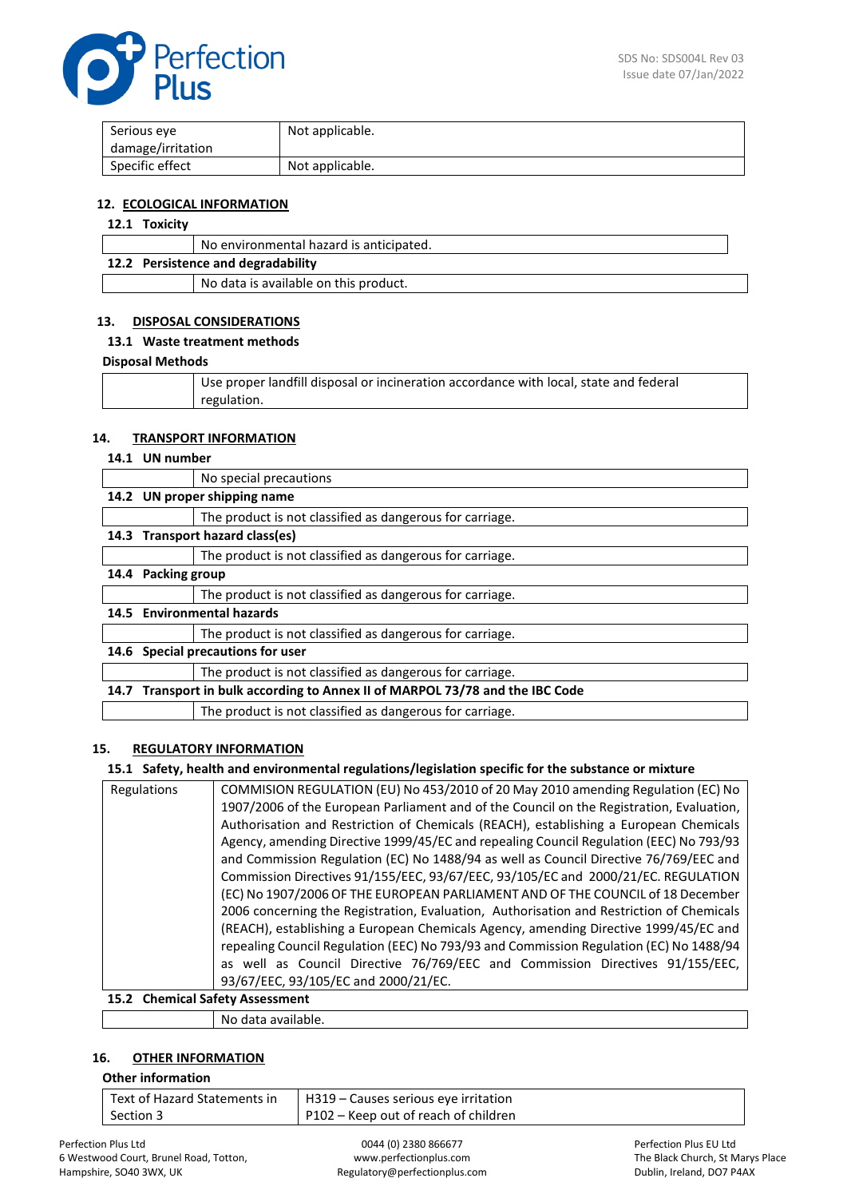| Serious eye damage/irritation | Not applicable. |
| --- | --- |
| Specific effect | Not applicable. |

## 12. ECOLOGICAL INFORMATION

### 12.1 Toxicity

| | |
| --- | --- |
| | No environmental hazard is anticipated. |

### 12.2 Persistence and degradability

| | |
| --- | --- |
| | No data is available on this product. |

## 13. DISPOSAL CONSIDERATIONS

### 13.1 Waste treatment methods

**Disposal Methods**

| | |
| --- | --- |
| | Use proper landfill disposal or incineration accordance with local, state and federal regulation. |

## 14. TRANSPORT INFORMATION

### 14.1 UN number

| | |
| --- | --- |
| | No special precautions |

### 14.2 UN proper shipping name

| | |
| --- | --- |
| | The product is not classified as dangerous for carriage. |

### 14.3 Transport hazard class(es)

| | |
| --- | --- |
| | The product is not classified as dangerous for carriage. |

### 14.4 Packing group

| | |
| --- | --- |
| | The product is not classified as dangerous for carriage. |

### 14.5 Environmental hazards

| | |
| --- | --- |
| | The product is not classified as dangerous for carriage. |

### 14.6 Special precautions for user

| | |
| --- | --- |
| | The product is not classified as dangerous for carriage. |

### 14.7 Transport in bulk according to Annex II of MARPOL 73/78 and the IBC Code

| | |
| --- | --- |
| | The product is not classified as dangerous for carriage. |

## 15. REGULATORY INFORMATION

### 15.1 Safety, health and environmental regulations/legislation specific for the substance or mixture

| | |
| --- | --- |
| Regulations | COMMISION REGULATION (EU) No 453/2010 of 20 May 2010 amending Regulation (EC) No 1907/2006 of the European Parliament and of the Council on the Registration, Evaluation, Authorisation and Restriction of Chemicals (REACH), establishing a European Chemicals Agency, amending Directive 1999/45/EC and repealing Council Regulation (EEC) No 793/93 and Commission Regulation (EC) No 1488/94 as well as Council Directive 76/769/EEC and Commission Directives 91/155/EEC, 93/67/EEC, 93/105/EC and 2000/21/EC. REGULATION (EC) No 1907/2006 OF THE EUROPEAN PARLIAMENT AND OF THE COUNCIL of 18 December 2006 concerning the Registration, Evaluation, Authorisation and Restriction of Chemicals (REACH), establishing a European Chemicals Agency, amending Directive 1999/45/EC and repealing Council Regulation (EEC) No 793/93 and Commission Regulation (EC) No 1488/94 as well as Council Directive 76/769/EEC and Commission Directives 91/155/EEC, 93/67/EEC, 93/105/EC and 2000/21/EC. |

### 15.2 Chemical Safety Assessment

| | |
| --- | --- |
| | No data available. |

## 16. OTHER INFORMATION

**Other information**

| | |
| --- | --- |
| Text of Hazard Statements in Section 3 | H319 – Causes serious eye irritation<br>P102 – Keep out of reach of children |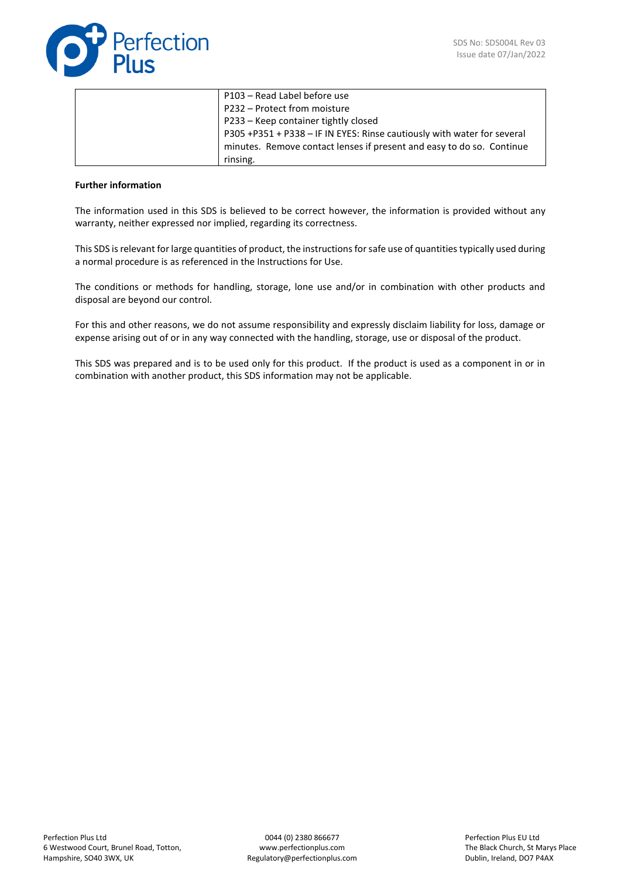| | |
|---|---|
| | P103 – Read Label before use<br>P232 – Protect from moisture<br>P233 – Keep container tightly closed<br>P305 +P351 + P338 – IF IN EYES: Rinse cautiously with water for several minutes. Remove contact lenses if present and easy to do so. Continue rinsing. |

**Further information**

The information used in this SDS is believed to be correct however, the information is provided without any warranty, neither expressed nor implied, regarding its correctness.

This SDS is relevant for large quantities of product, the instructions for safe use of quantities typically used during a normal procedure is as referenced in the Instructions for Use.

The conditions or methods for handling, storage, lone use and/or in combination with other products and disposal are beyond our control.

For this and other reasons, we do not assume responsibility and expressly disclaim liability for loss, damage or expense arising out of or in any way connected with the handling, storage, use or disposal of the product.

This SDS was prepared and is to be used only for this product. If the product is used as a component in or in combination with another product, this SDS information may not be applicable.